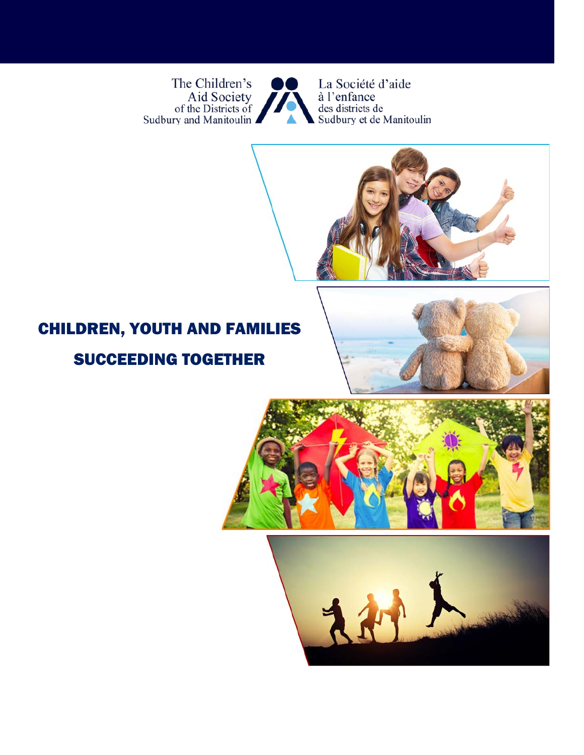The Children's Aid Society of the Districts of Sudbury and Manitoulin

La Société d'aide à l'enfance des districts de Sudbury et de Manitoulin

# CHILDREN, YOUTH AND FAMILIES

# SUCCEEDING TOGETHER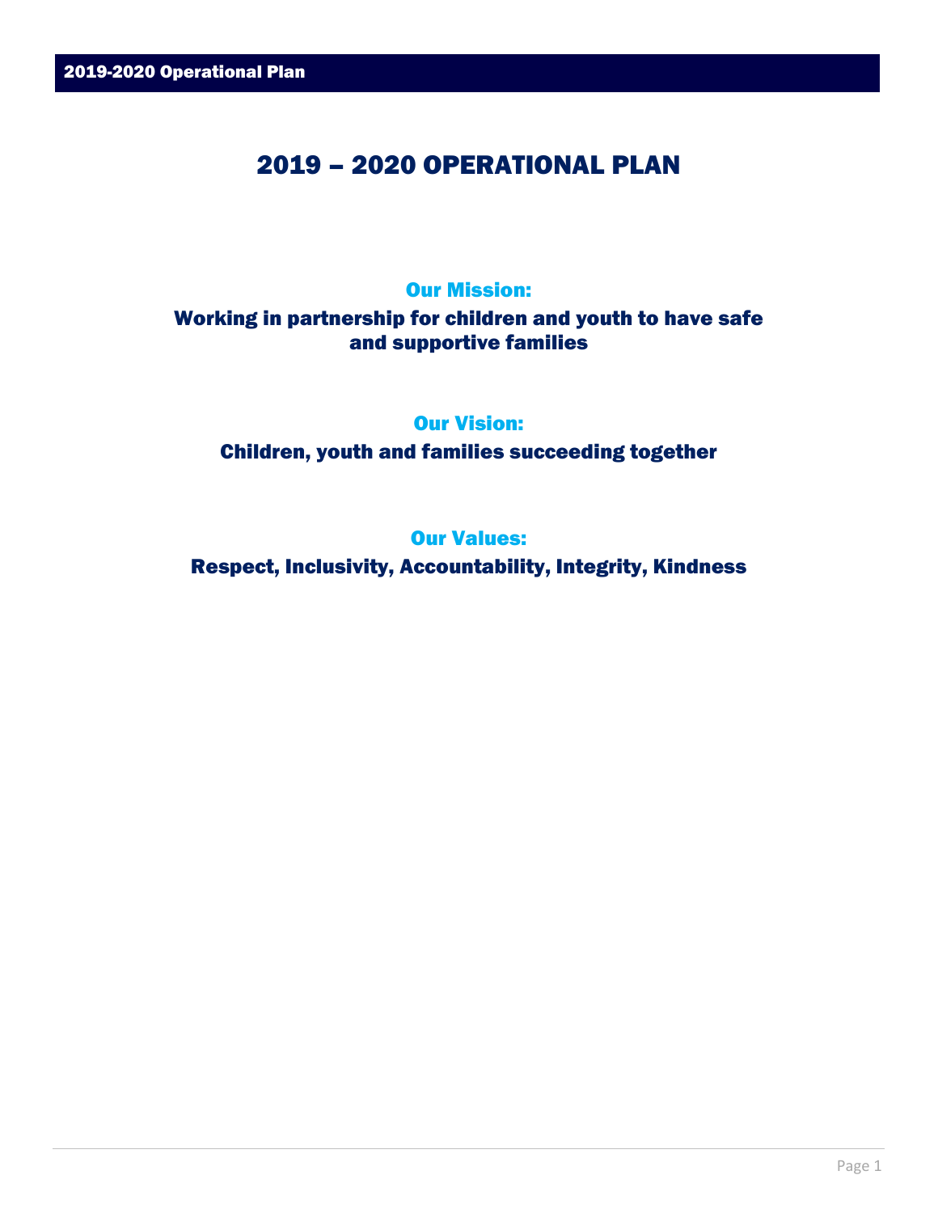# 2019 – 2020 OPERATIONAL PLAN

## Our Mission:

**Working in partnership for children and youth to have safe and supportive families**

## Our Vision:

**Children, youth and families succeeding together**

## Our Values:

**Respect, Inclusivity, Accountability, Integrity, Kindness**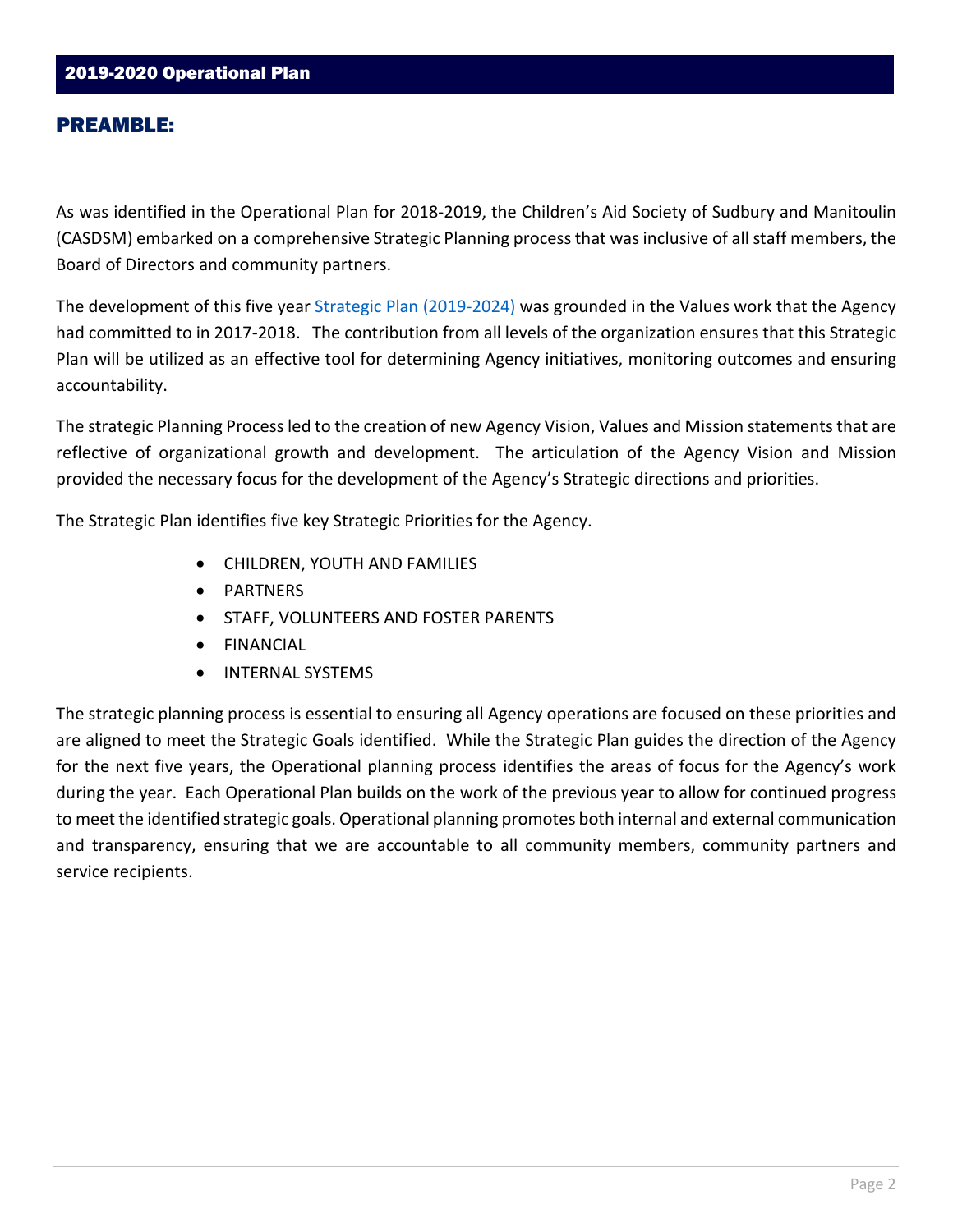## 2019-2020 Operational Plan

## PREAMBLE:

As was identified in the Operational Plan for 2018-2019, the Children's Aid Society of Sudbury and Manitoulin (CASDSM) embarked on a comprehensive Strategic Planning process that was inclusive of all staff members, the Board of Directors and community partners.

The development of this five year Strategic Plan (2019-2024) was grounded in the Values work that the Agency had committed to in 2017-2018. The contribution from all levels of the organization ensures that this Strategic Plan will be utilized as an effective tool for determining Agency initiatives, monitoring outcomes and ensuring accountability.

The strategic Planning Process led to the creation of new Agency Vision, Values and Mission statements that are reflective of organizational growth and development. The articulation of the Agency Vision and Mission provided the necessary focus for the development of the Agency's Strategic directions and priorities.

The Strategic Plan identifies five key Strategic Priorities for the Agency.

- CHILDREN, YOUTH AND FAMILIES
- PARTNERS
- STAFF, VOLUNTEERS AND FOSTER PARENTS
- FINANCIAL
- INTERNAL SYSTEMS

The strategic planning process is essential to ensuring all Agency operations are focused on these priorities and are aligned to meet the Strategic Goals identified. While the Strategic Plan guides the direction of the Agency for the next five years, the Operational planning process identifies the areas of focus for the Agency's work during the year. Each Operational Plan builds on the work of the previous year to allow for continued progress to meet the identified strategic goals. Operational planning promotes both internal and external communication and transparency, ensuring that we are accountable to all community members, community partners and service recipients.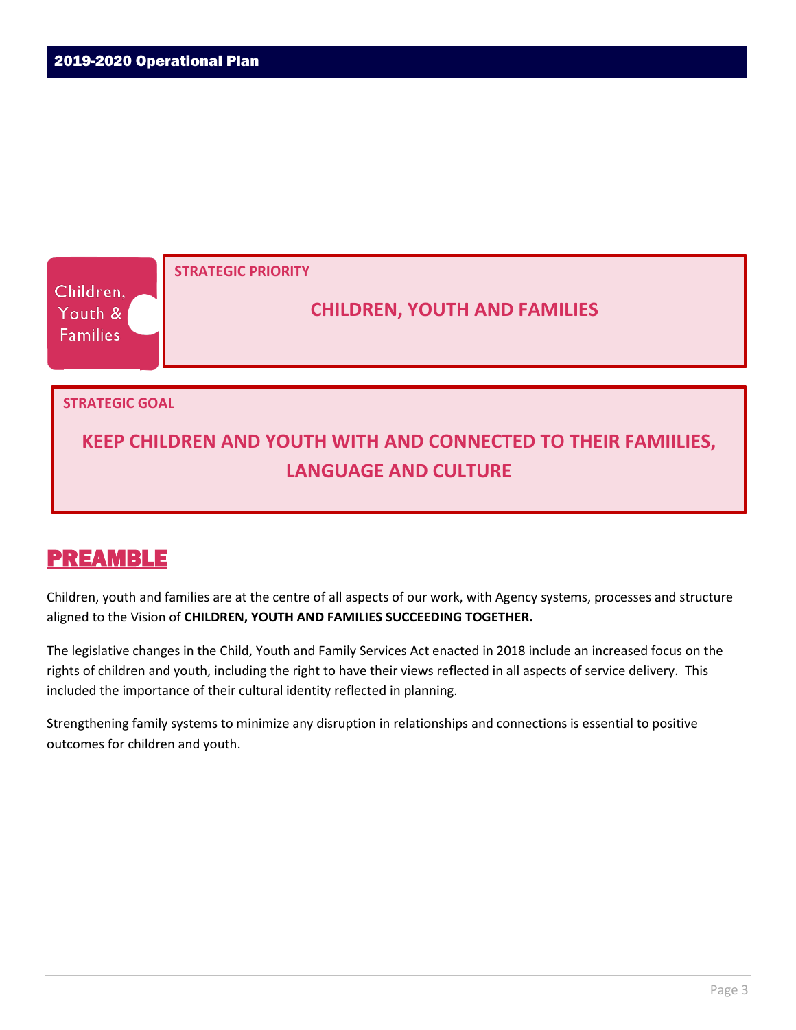Children, Youth & Families

**STRATEGIC PRIORITY**

## CHILDREN, YOUTH AND FAMILIES

**STRATEGIC GOAL**

## KEEP CHILDREN AND YOUTH WITH AND CONNECTED TO THEIR FAMIILIES, LANGUAGE AND CULTURE

# PREAMBLE

Children, youth and families are at the centre of all aspects of our work, with Agency systems, processes and structure aligned to the Vision of **CHILDREN, YOUTH AND FAMILIES SUCCEEDING TOGETHER.**

The legislative changes in the Child, Youth and Family Services Act enacted in 2018 include an increased focus on the rights of children and youth, including the right to have their views reflected in all aspects of service delivery. This included the importance of their cultural identity reflected in planning.

Strengthening family systems to minimize any disruption in relationships and connections is essential to positive outcomes for children and youth.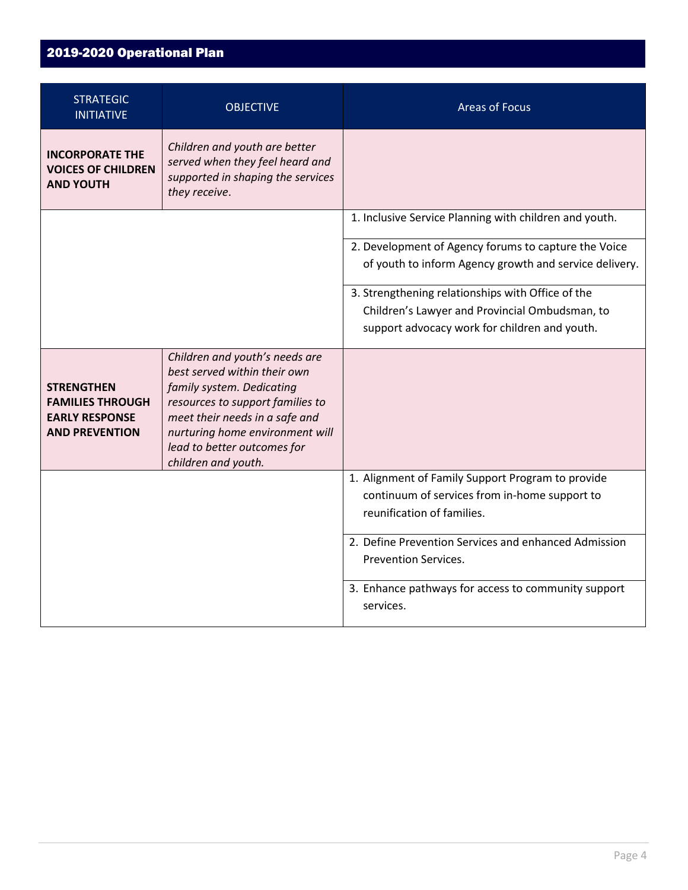## 2019-2020 Operational Plan

| STRATEGIC INITIATIVE | OBJECTIVE | Areas of Focus |
|---|---|---|
| **INCORPORATE THE VOICES OF CHILDREN AND YOUTH** | *Children and youth are better served when they feel heard and supported in shaping the services they receive.* | |
| | | 1. Inclusive Service Planning with children and youth. |
| | | 2. Development of Agency forums to capture the Voice of youth to inform Agency growth and service delivery. |
| | | 3. Strengthening relationships with Office of the Children's Lawyer and Provincial Ombudsman, to support advocacy work for children and youth. |
| **STRENGTHEN FAMILIES THROUGH EARLY RESPONSE AND PREVENTION** | *Children and youth's needs are best served within their own family system. Dedicating resources to support families to meet their needs in a safe and nurturing home environment will lead to better outcomes for children and youth.* | |
| | | 1. Alignment of Family Support Program to provide continuum of services from in-home support to reunification of families. |
| | | 2. Define Prevention Services and enhanced Admission Prevention Services. |
| | | 3. Enhance pathways for access to community support services. |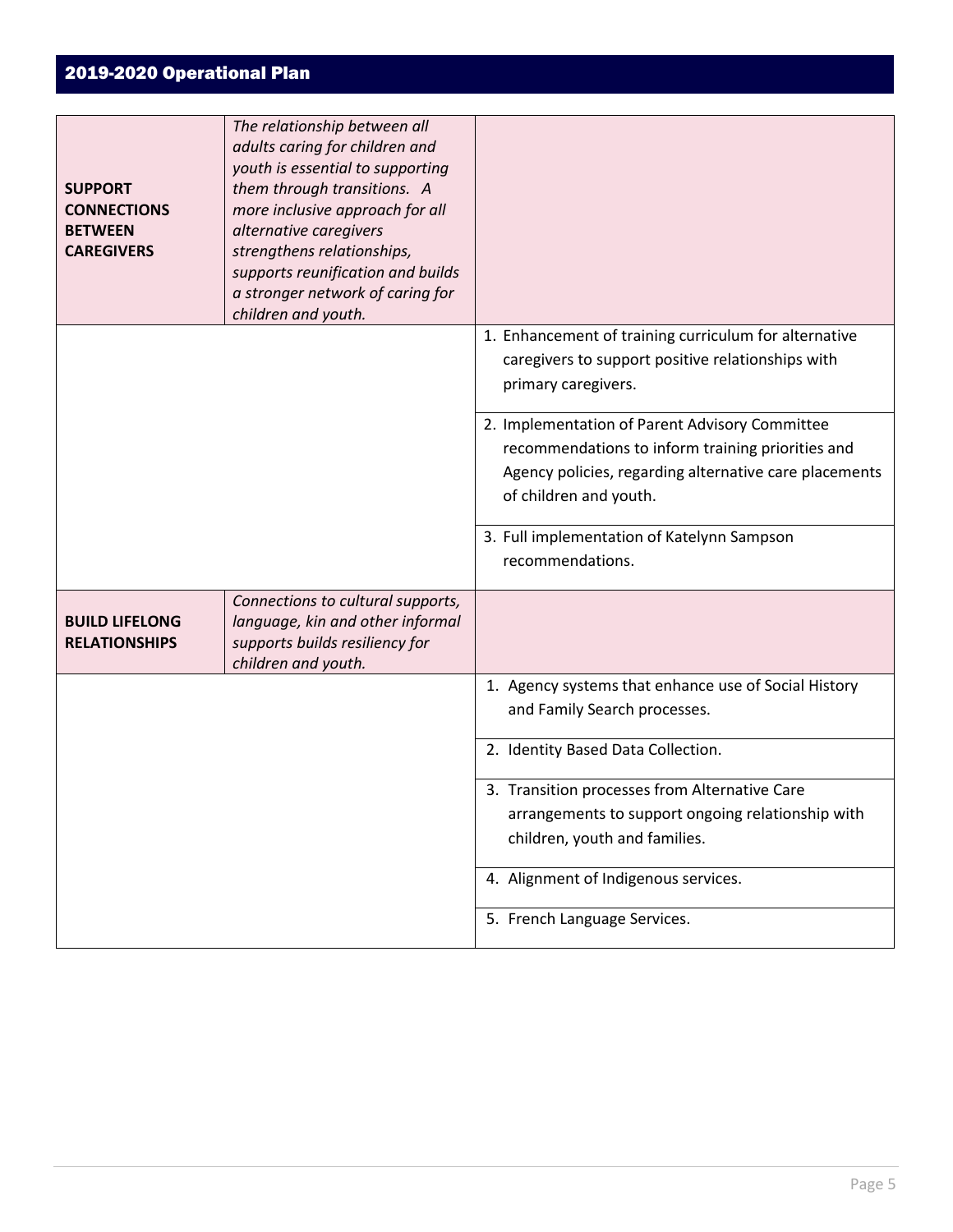## 2019-2020 Operational Plan

| | | |
|---|---|---|
| **SUPPORT CONNECTIONS BETWEEN CAREGIVERS** | *The relationship between all adults caring for children and youth is essential to supporting them through transitions. A more inclusive approach for all alternative caregivers strengthens relationships, supports reunification and builds a stronger network of caring for children and youth.* | |
| | | 1. Enhancement of training curriculum for alternative caregivers to support positive relationships with primary caregivers. |
| | | 2. Implementation of Parent Advisory Committee recommendations to inform training priorities and Agency policies, regarding alternative care placements of children and youth. |
| | | 3. Full implementation of Katelynn Sampson recommendations. |
| **BUILD LIFELONG RELATIONSHIPS** | *Connections to cultural supports, language, kin and other informal supports builds resiliency for children and youth.* | |
| | | 1. Agency systems that enhance use of Social History and Family Search processes. |
| | | 2. Identity Based Data Collection. |
| | | 3. Transition processes from Alternative Care arrangements to support ongoing relationship with children, youth and families. |
| | | 4. Alignment of Indigenous services. |
| | | 5. French Language Services. |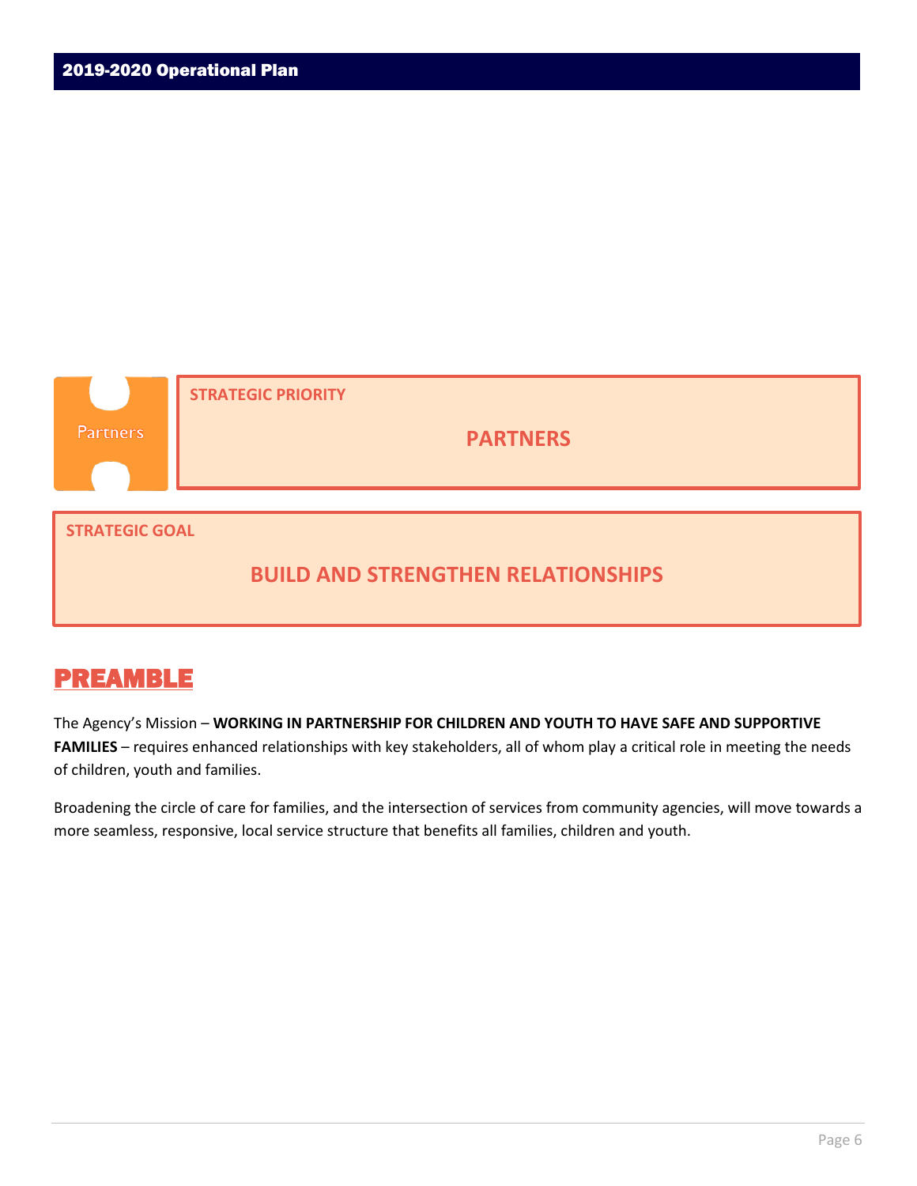Partners

**STRATEGIC PRIORITY**

## PARTNERS

**STRATEGIC GOAL**

## BUILD AND STRENGTHEN RELATIONSHIPS

# PREAMBLE

The Agency's Mission – **WORKING IN PARTNERSHIP FOR CHILDREN AND YOUTH TO HAVE SAFE AND SUPPORTIVE FAMILIES** – requires enhanced relationships with key stakeholders, all of whom play a critical role in meeting the needs of children, youth and families.

Broadening the circle of care for families, and the intersection of services from community agencies, will move towards a more seamless, responsive, local service structure that benefits all families, children and youth.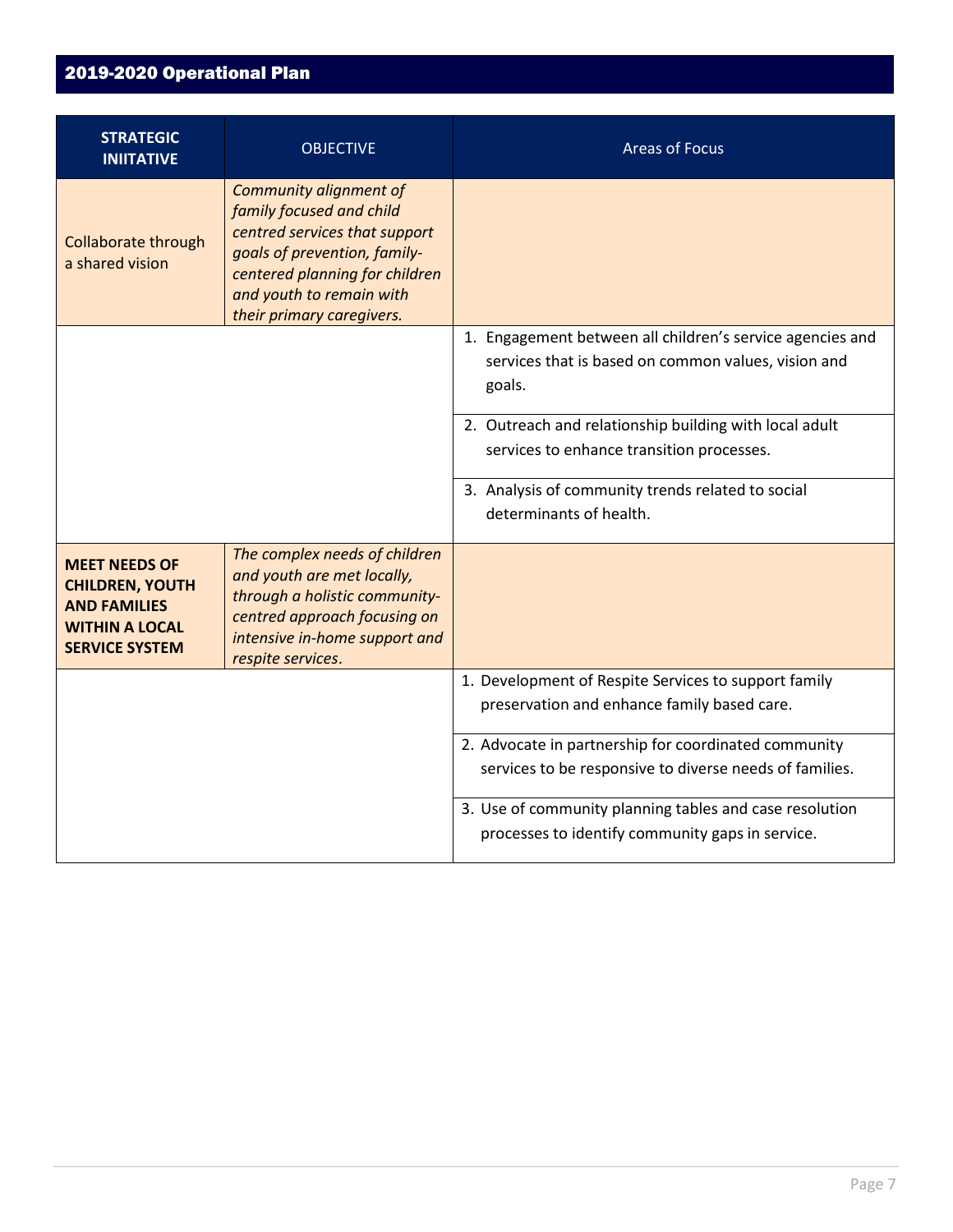## 2019-2020 Operational Plan

| STRATEGIC INIITATIVE | OBJECTIVE | Areas of Focus |
|---|---|---|
| Collaborate through a shared vision | *Community alignment of family focused and child centred services that support goals of prevention, family-centered planning for children and youth to remain with their primary caregivers.* | |
| | | 1. Engagement between all children's service agencies and services that is based on common values, vision and goals. |
| | | 2. Outreach and relationship building with local adult services to enhance transition processes. |
| | | 3. Analysis of community trends related to social determinants of health. |
| **MEET NEEDS OF CHILDREN, YOUTH AND FAMILIES WITHIN A LOCAL SERVICE SYSTEM** | *The complex needs of children and youth are met locally, through a holistic community-centred approach focusing on intensive in-home support and respite services.* | |
| | | 1. Development of Respite Services to support family preservation and enhance family based care. |
| | | 2. Advocate in partnership for coordinated community services to be responsive to diverse needs of families. |
| | | 3. Use of community planning tables and case resolution processes to identify community gaps in service. |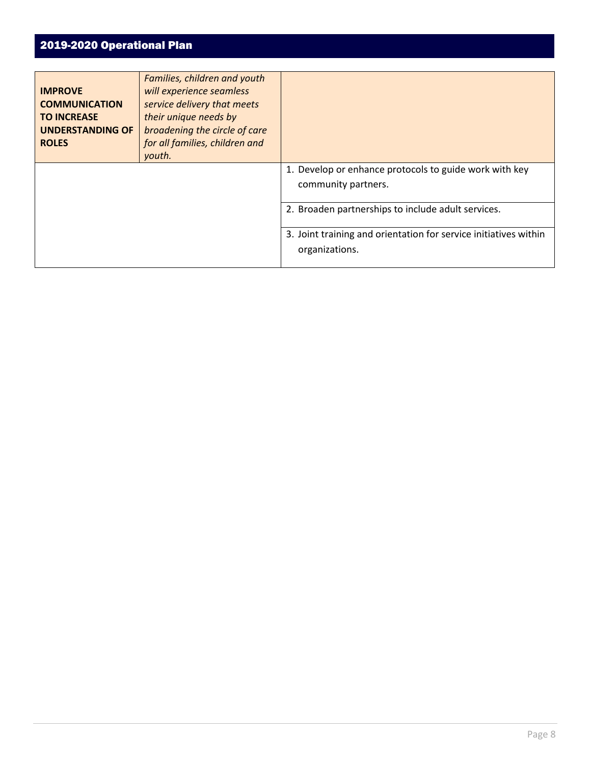## 2019-2020 Operational Plan

| **IMPROVE COMMUNICATION TO INCREASE UNDERSTANDING OF ROLES** | *Families, children and youth will experience seamless service delivery that meets their unique needs by broadening the circle of care for all families, children and youth.* | |
|---|---|---|
| | | 1. Develop or enhance protocols to guide work with key community partners. |
| | | 2. Broaden partnerships to include adult services. |
| | | 3. Joint training and orientation for service initiatives within organizations. |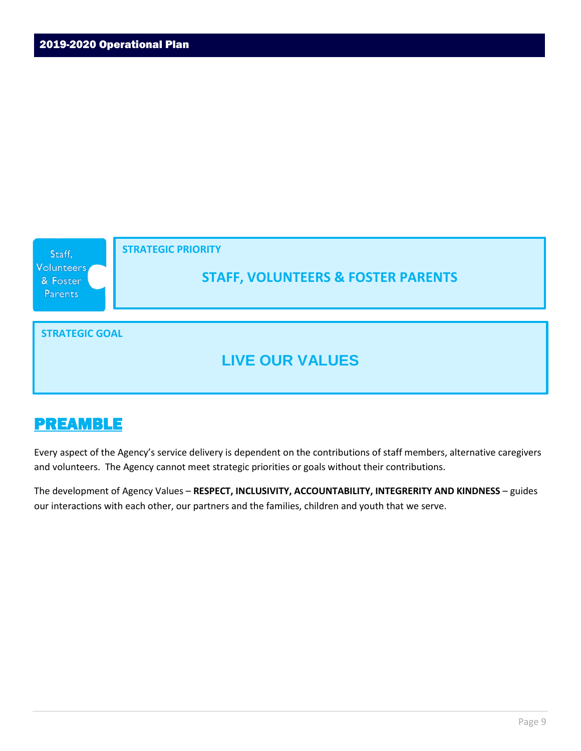Staff, Volunteers & Foster Parents

**STRATEGIC PRIORITY**

## STAFF, VOLUNTEERS & FOSTER PARENTS

**STRATEGIC GOAL**

## LIVE OUR VALUES

## PREAMBLE

Every aspect of the Agency's service delivery is dependent on the contributions of staff members, alternative caregivers and volunteers. The Agency cannot meet strategic priorities or goals without their contributions.

The development of Agency Values – **RESPECT, INCLUSIVITY, ACCOUNTABILITY, INTEGRERITY AND KINDNESS** – guides our interactions with each other, our partners and the families, children and youth that we serve.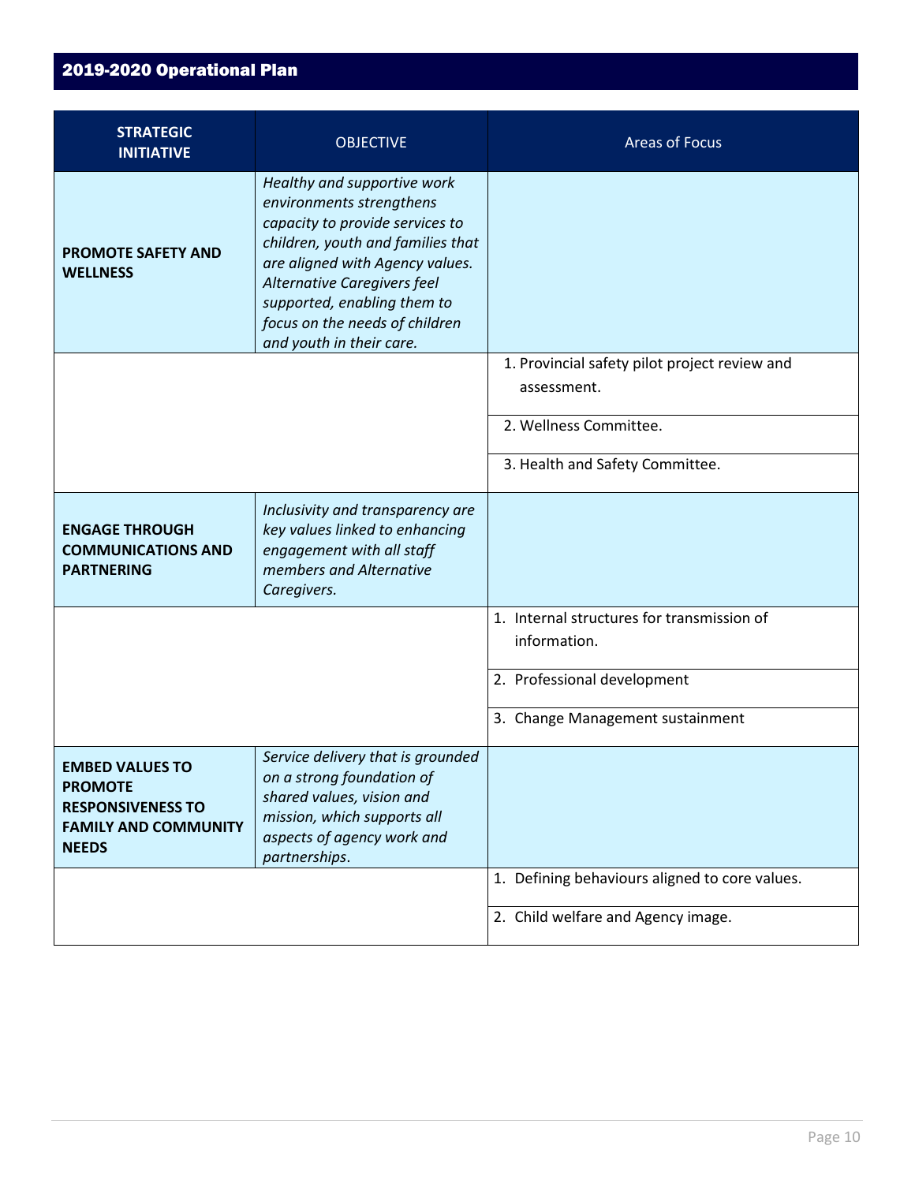## 2019-2020 Operational Plan

| STRATEGIC INITIATIVE | OBJECTIVE | Areas of Focus |
|---|---|---|
| **PROMOTE SAFETY AND WELLNESS** | *Healthy and supportive work environments strengthens capacity to provide services to children, youth and families that are aligned with Agency values. Alternative Caregivers feel supported, enabling them to focus on the needs of children and youth in their care.* | |
| | | 1. Provincial safety pilot project review and assessment. |
| | | 2. Wellness Committee. |
| | | 3. Health and Safety Committee. |
| **ENGAGE THROUGH COMMUNICATIONS AND PARTNERING** | *Inclusivity and transparency are key values linked to enhancing engagement with all staff members and Alternative Caregivers.* | |
| | | 1. Internal structures for transmission of information. |
| | | 2. Professional development |
| | | 3. Change Management sustainment |
| **EMBED VALUES TO PROMOTE RESPONSIVENESS TO FAMILY AND COMMUNITY NEEDS** | *Service delivery that is grounded on a strong foundation of shared values, vision and mission, which supports all aspects of agency work and partnerships.* | |
| | | 1. Defining behaviours aligned to core values. |
| | | 2. Child welfare and Agency image. |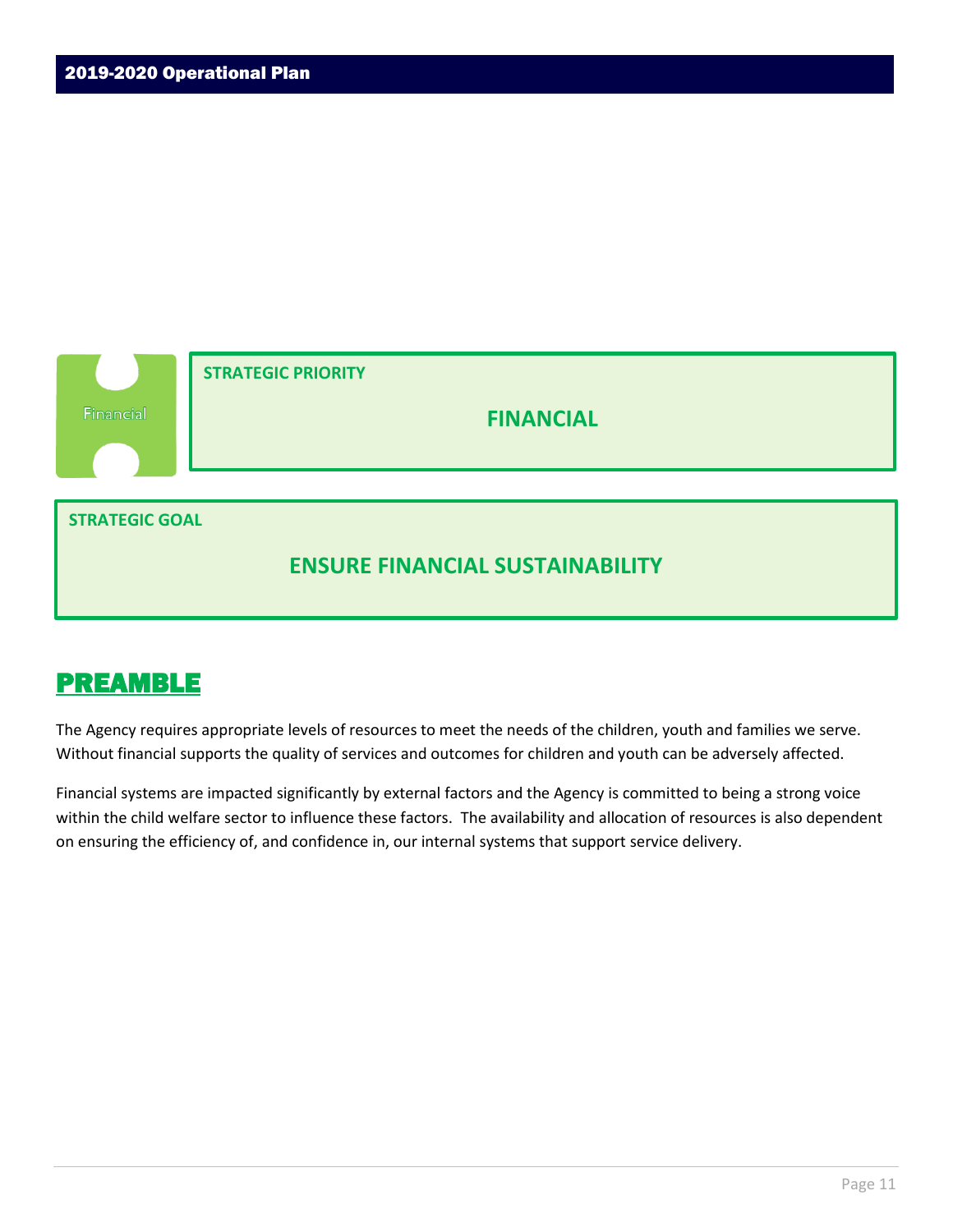Financial

**STRATEGIC PRIORITY**

## FINANCIAL

**STRATEGIC GOAL**

## ENSURE FINANCIAL SUSTAINABILITY

# PREAMBLE

The Agency requires appropriate levels of resources to meet the needs of the children, youth and families we serve. Without financial supports the quality of services and outcomes for children and youth can be adversely affected.

Financial systems are impacted significantly by external factors and the Agency is committed to being a strong voice within the child welfare sector to influence these factors. The availability and allocation of resources is also dependent on ensuring the efficiency of, and confidence in, our internal systems that support service delivery.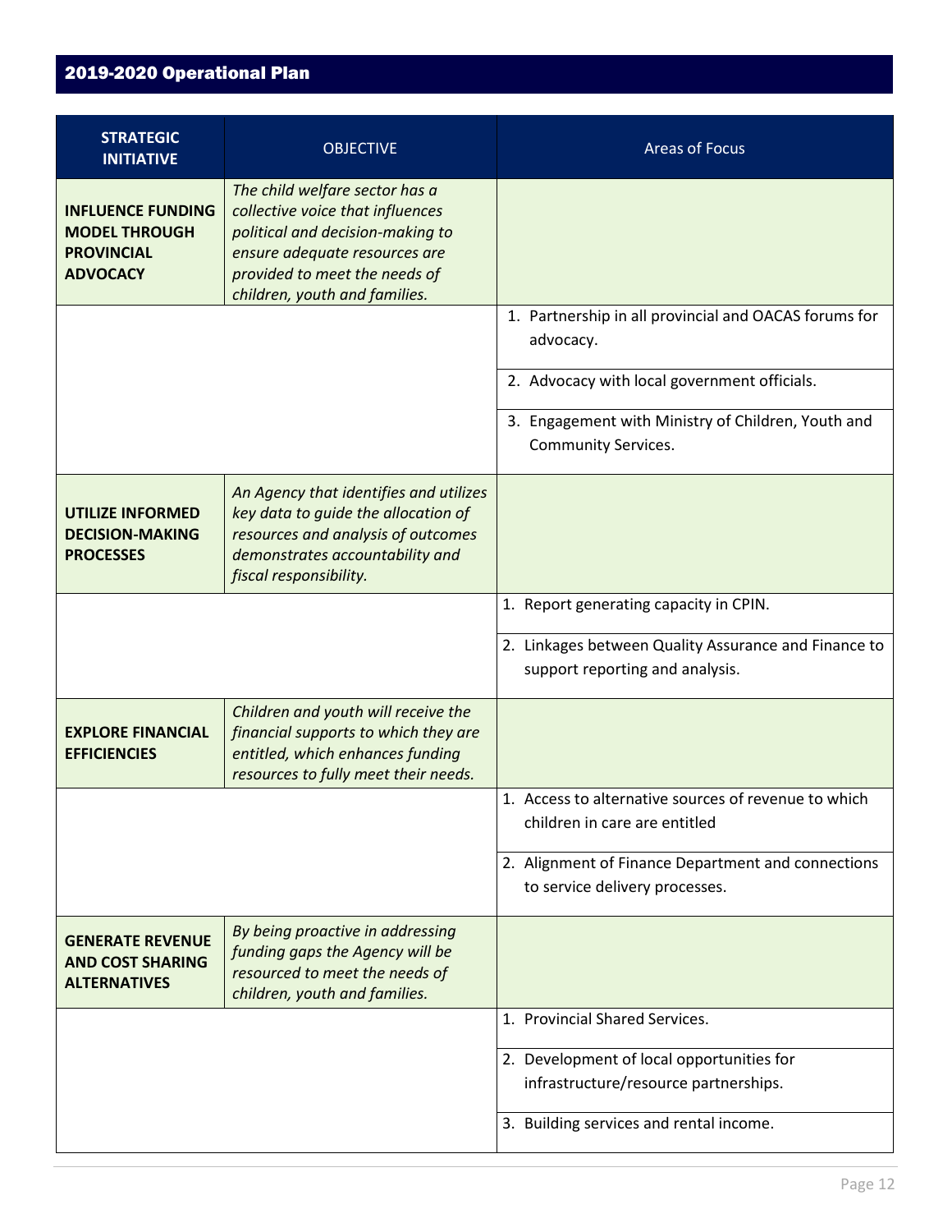## 2019-2020 Operational Plan

| STRATEGIC INITIATIVE | OBJECTIVE | Areas of Focus |
|---|---|---|
| **INFLUENCE FUNDING MODEL THROUGH PROVINCIAL ADVOCACY** | *The child welfare sector has a collective voice that influences political and decision-making to ensure adequate resources are provided to meet the needs of children, youth and families.* | |
| | | 1. Partnership in all provincial and OACAS forums for advocacy. |
| | | 2. Advocacy with local government officials. |
| | | 3. Engagement with Ministry of Children, Youth and Community Services. |
| **UTILIZE INFORMED DECISION-MAKING PROCESSES** | *An Agency that identifies and utilizes key data to guide the allocation of resources and analysis of outcomes demonstrates accountability and fiscal responsibility.* | |
| | | 1. Report generating capacity in CPIN. |
| | | 2. Linkages between Quality Assurance and Finance to support reporting and analysis. |
| **EXPLORE FINANCIAL EFFICIENCIES** | *Children and youth will receive the financial supports to which they are entitled, which enhances funding resources to fully meet their needs.* | |
| | | 1. Access to alternative sources of revenue to which children in care are entitled |
| | | 2. Alignment of Finance Department and connections to service delivery processes. |
| **GENERATE REVENUE AND COST SHARING ALTERNATIVES** | *By being proactive in addressing funding gaps the Agency will be resourced to meet the needs of children, youth and families.* | |
| | | 1. Provincial Shared Services. |
| | | 2. Development of local opportunities for infrastructure/resource partnerships. |
| | | 3. Building services and rental income. |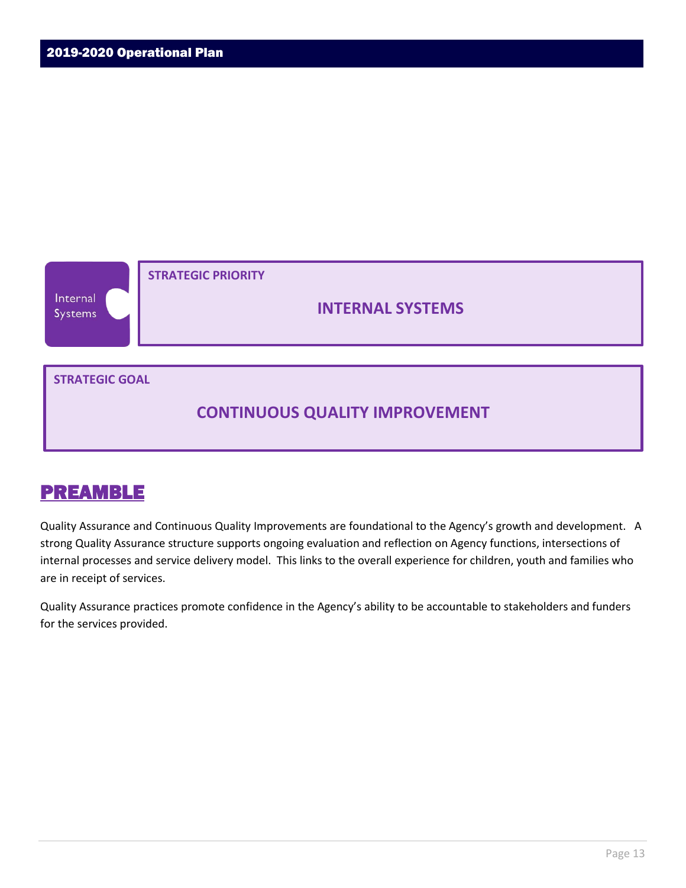Internal Systems

**STRATEGIC PRIORITY**

## INTERNAL SYSTEMS

**STRATEGIC GOAL**

## CONTINUOUS QUALITY IMPROVEMENT

# PREAMBLE

Quality Assurance and Continuous Quality Improvements are foundational to the Agency's growth and development. A strong Quality Assurance structure supports ongoing evaluation and reflection on Agency functions, intersections of internal processes and service delivery model. This links to the overall experience for children, youth and families who are in receipt of services.

Quality Assurance practices promote confidence in the Agency's ability to be accountable to stakeholders and funders for the services provided.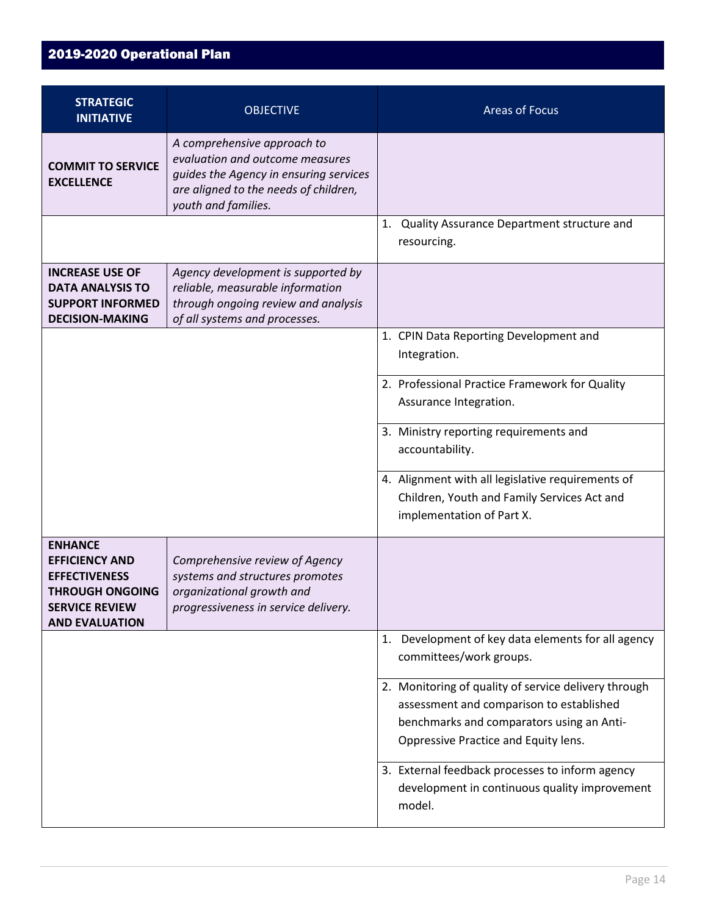## 2019-2020 Operational Plan

| STRATEGIC INITIATIVE | OBJECTIVE | Areas of Focus |
|---|---|---|
| **COMMIT TO SERVICE EXCELLENCE** | *A comprehensive approach to evaluation and outcome measures guides the Agency in ensuring services are aligned to the needs of children, youth and families.* | |
| | | 1. Quality Assurance Department structure and resourcing. |
| **INCREASE USE OF DATA ANALYSIS TO SUPPORT INFORMED DECISION-MAKING** | *Agency development is supported by reliable, measurable information through ongoing review and analysis of all systems and processes.* | |
| | | 1. CPIN Data Reporting Development and Integration. |
| | | 2. Professional Practice Framework for Quality Assurance Integration. |
| | | 3. Ministry reporting requirements and accountability. |
| | | 4. Alignment with all legislative requirements of Children, Youth and Family Services Act and implementation of Part X. |
| **ENHANCE EFFICIENCY AND EFFECTIVENESS THROUGH ONGOING SERVICE REVIEW AND EVALUATION** | *Comprehensive review of Agency systems and structures promotes organizational growth and progressiveness in service delivery.* | |
| | | 1. Development of key data elements for all agency committees/work groups. |
| | | 2. Monitoring of quality of service delivery through assessment and comparison to established benchmarks and comparators using an Anti-Oppressive Practice and Equity lens. |
| | | 3. External feedback processes to inform agency development in continuous quality improvement model. |